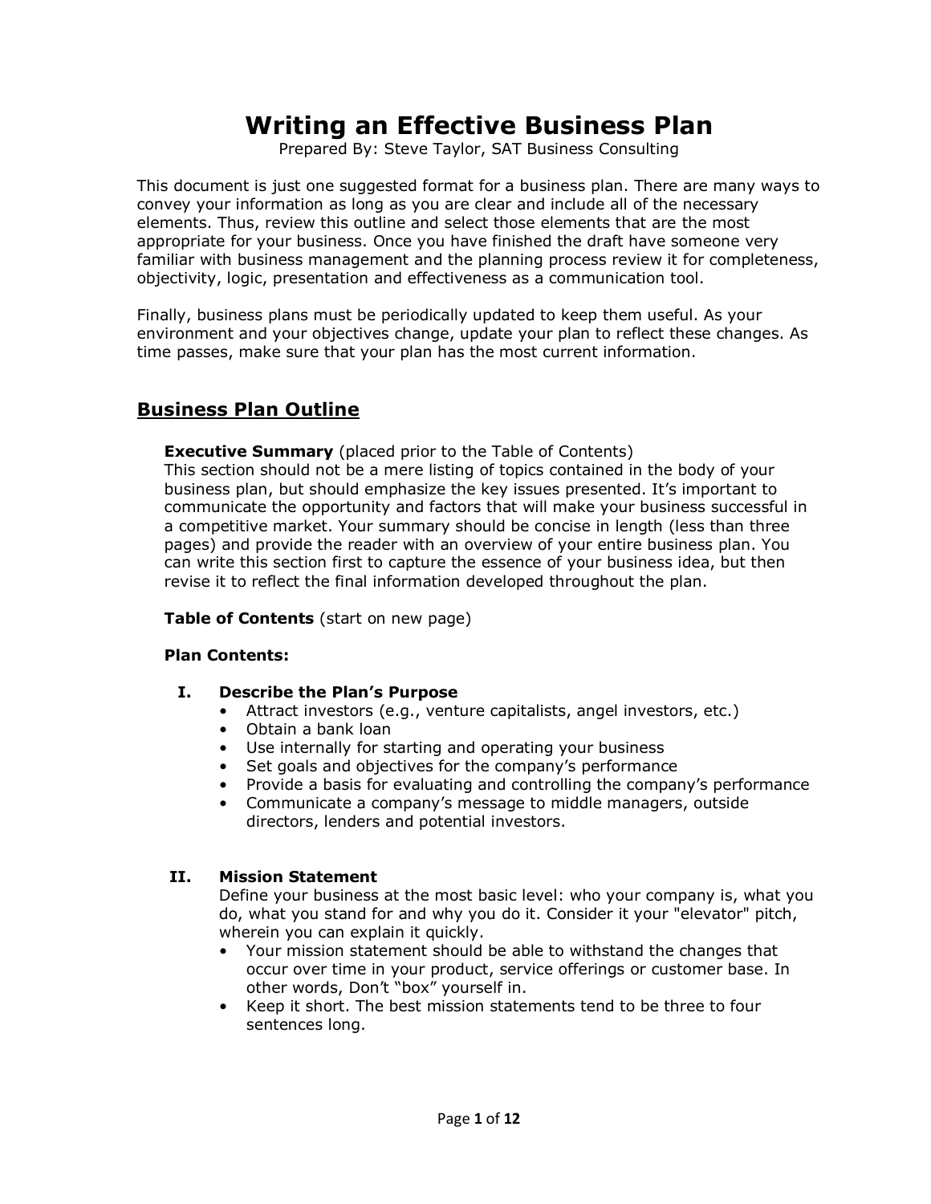# Writing an Effective Business Plan

Prepared By: Steve Taylor, SAT Business Consulting

This document is just one suggested format for a business plan. There are many ways to convey your information as long as you are clear and include all of the necessary elements. Thus, review this outline and select those elements that are the most appropriate for your business. Once you have finished the draft have someone very familiar with business management and the planning process review it for completeness, objectivity, logic, presentation and effectiveness as a communication tool.

Finally, business plans must be periodically updated to keep them useful. As your environment and your objectives change, update your plan to reflect these changes. As time passes, make sure that your plan has the most current information.

## Business Plan Outline

**Executive Summary** (placed prior to the Table of Contents)
This section should not be a mere listing of topics contained in the body of your business plan, but should emphasize the key issues presented. It's important to communicate the opportunity and factors that will make your business successful in a competitive market. Your summary should be concise in length (less than three pages) and provide the reader with an overview of your entire business plan. You can write this section first to capture the essence of your business idea, but then revise it to reflect the final information developed throughout the plan.

**Table of Contents** (start on new page)

**Plan Contents:**

### I. Describe the Plan's Purpose

- Attract investors (e.g., venture capitalists, angel investors, etc.)
- Obtain a bank loan
- Use internally for starting and operating your business
- Set goals and objectives for the company's performance
- Provide a basis for evaluating and controlling the company's performance
- Communicate a company's message to middle managers, outside directors, lenders and potential investors.

### II. Mission Statement

Define your business at the most basic level: who your company is, what you do, what you stand for and why you do it. Consider it your "elevator" pitch, wherein you can explain it quickly.

- Your mission statement should be able to withstand the changes that occur over time in your product, service offerings or customer base. In other words, Don't "box" yourself in.
- Keep it short. The best mission statements tend to be three to four sentences long.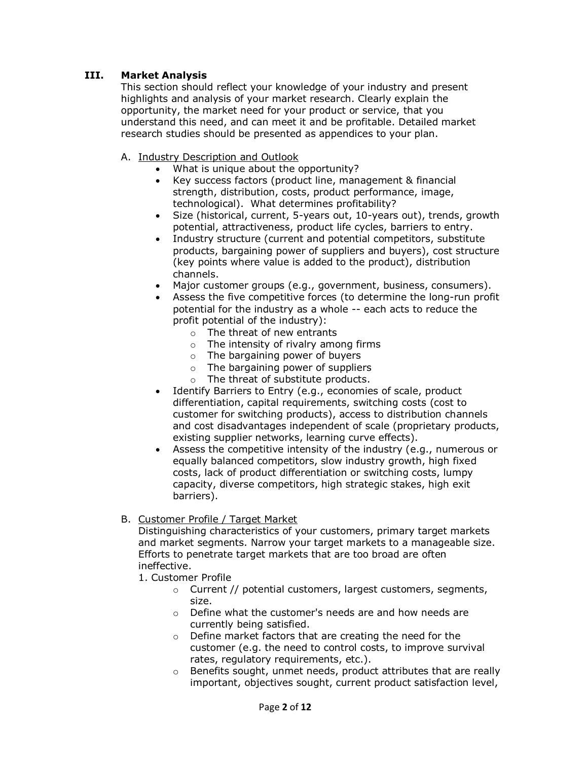## III. Market Analysis

This section should reflect your knowledge of your industry and present highlights and analysis of your market research. Clearly explain the opportunity, the market need for your product or service, that you understand this need, and can meet it and be profitable. Detailed market research studies should be presented as appendices to your plan.

A. <u>Industry Description and Outlook</u>

- What is unique about the opportunity?
- Key success factors (product line, management & financial strength, distribution, costs, product performance, image, technological). What determines profitability?
- Size (historical, current, 5-years out, 10-years out), trends, growth potential, attractiveness, product life cycles, barriers to entry.
- Industry structure (current and potential competitors, substitute products, bargaining power of suppliers and buyers), cost structure (key points where value is added to the product), distribution channels.
- Major customer groups (e.g., government, business, consumers).
- Assess the five competitive forces (to determine the long-run profit potential for the industry as a whole -- each acts to reduce the profit potential of the industry):
  - The threat of new entrants
  - The intensity of rivalry among firms
  - The bargaining power of buyers
  - The bargaining power of suppliers
  - The threat of substitute products.
- Identify Barriers to Entry (e.g., economies of scale, product differentiation, capital requirements, switching costs (cost to customer for switching products), access to distribution channels and cost disadvantages independent of scale (proprietary products, existing supplier networks, learning curve effects).
- Assess the competitive intensity of the industry (e.g., numerous or equally balanced competitors, slow industry growth, high fixed costs, lack of product differentiation or switching costs, lumpy capacity, diverse competitors, high strategic stakes, high exit barriers).

B. <u>Customer Profile / Target Market</u>

Distinguishing characteristics of your customers, primary target markets and market segments. Narrow your target markets to a manageable size. Efforts to penetrate target markets that are too broad are often ineffective.

1. Customer Profile
   - Current // potential customers, largest customers, segments, size.
   - Define what the customer's needs are and how needs are currently being satisfied.
   - Define market factors that are creating the need for the customer (e.g. the need to control costs, to improve survival rates, regulatory requirements, etc.).
   - Benefits sought, unmet needs, product attributes that are really important, objectives sought, current product satisfaction level,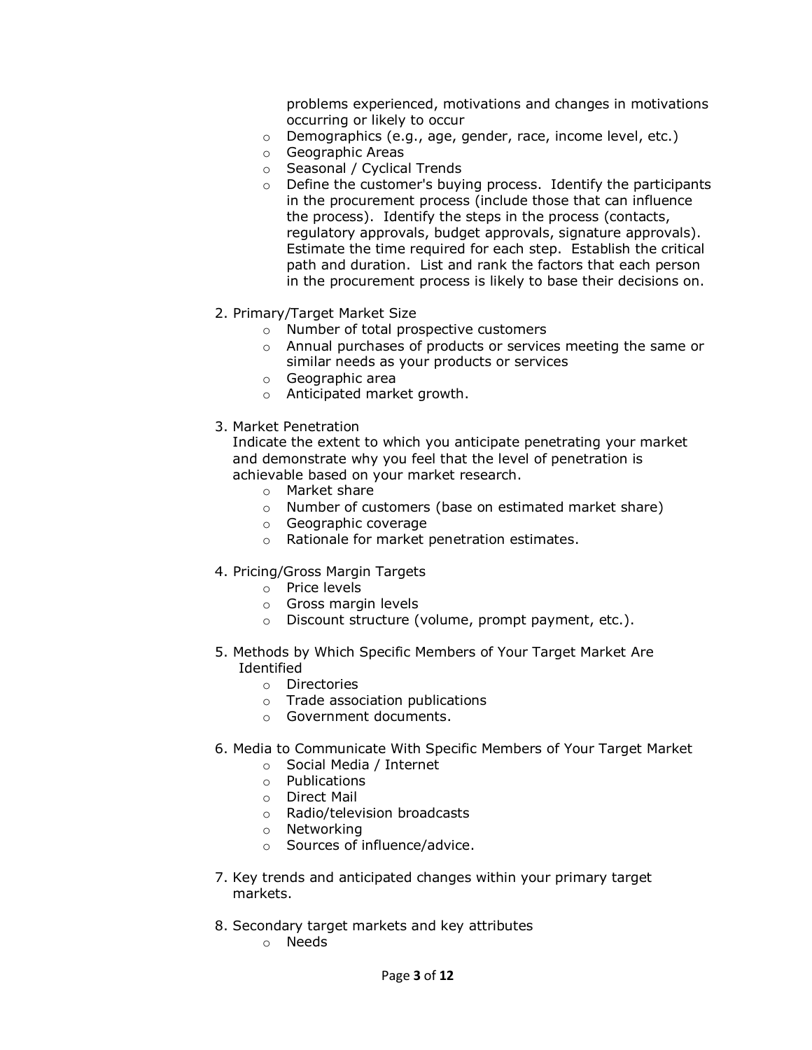problems experienced, motivations and changes in motivations occurring or likely to occur

- Demographics (e.g., age, gender, race, income level, etc.)
- Geographic Areas
- Seasonal / Cyclical Trends
- Define the customer's buying process. Identify the participants in the procurement process (include those that can influence the process). Identify the steps in the process (contacts, regulatory approvals, budget approvals, signature approvals). Estimate the time required for each step. Establish the critical path and duration. List and rank the factors that each person in the procurement process is likely to base their decisions on.

2. Primary/Target Market Size
   - Number of total prospective customers
   - Annual purchases of products or services meeting the same or similar needs as your products or services
   - Geographic area
   - Anticipated market growth.

3. Market Penetration
   Indicate the extent to which you anticipate penetrating your market and demonstrate why you feel that the level of penetration is achievable based on your market research.
   - Market share
   - Number of customers (base on estimated market share)
   - Geographic coverage
   - Rationale for market penetration estimates.

4. Pricing/Gross Margin Targets
   - Price levels
   - Gross margin levels
   - Discount structure (volume, prompt payment, etc.).

5. Methods by Which Specific Members of Your Target Market Are Identified
   - Directories
   - Trade association publications
   - Government documents.

6. Media to Communicate With Specific Members of Your Target Market
   - Social Media / Internet
   - Publications
   - Direct Mail
   - Radio/television broadcasts
   - Networking
   - Sources of influence/advice.

7. Key trends and anticipated changes within your primary target markets.

8. Secondary target markets and key attributes
   - Needs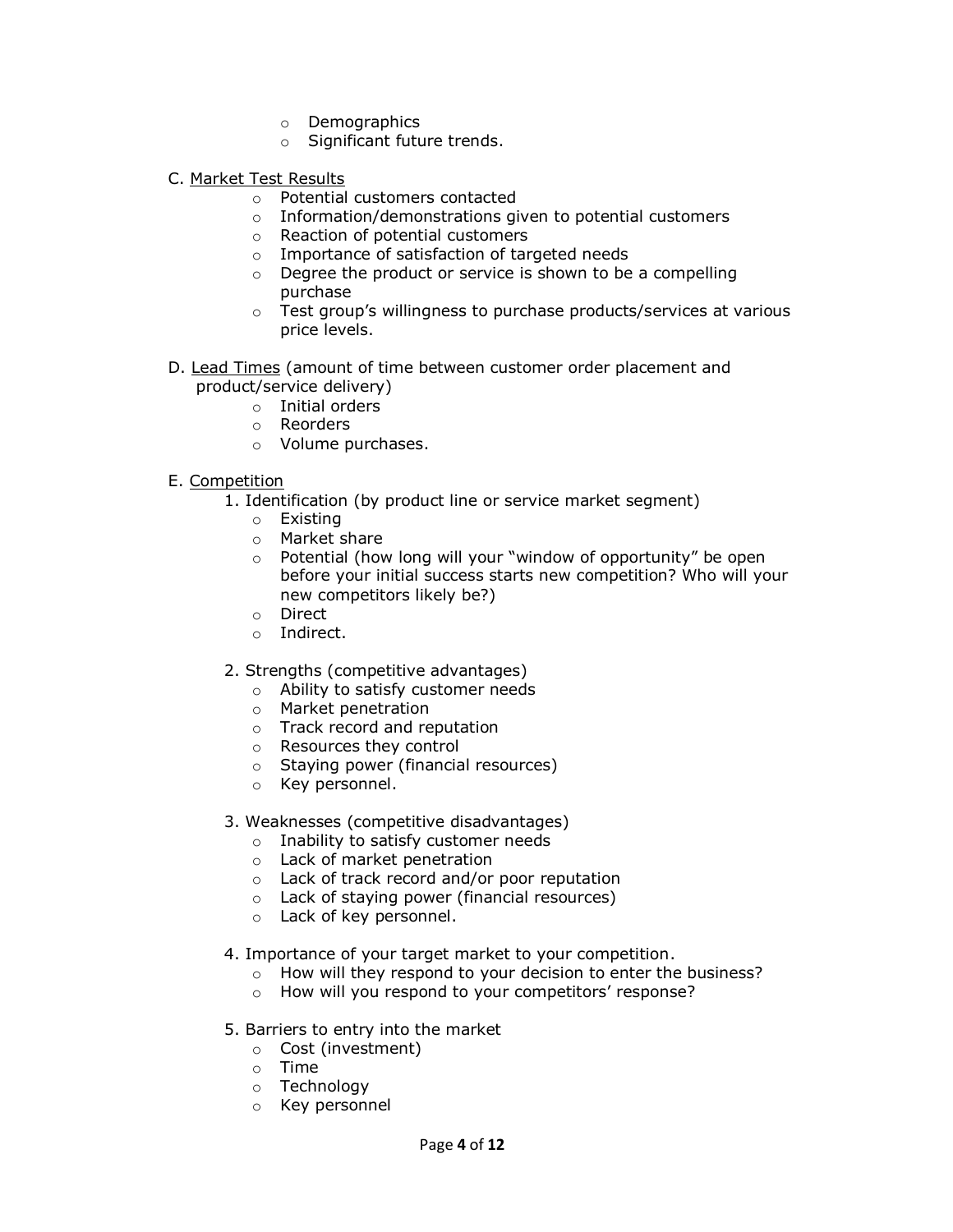- Demographics
- Significant future trends.

C. <u>Market Test Results</u>

- Potential customers contacted
- Information/demonstrations given to potential customers
- Reaction of potential customers
- Importance of satisfaction of targeted needs
- Degree the product or service is shown to be a compelling purchase
- Test group's willingness to purchase products/services at various price levels.

D. <u>Lead Times</u> (amount of time between customer order placement and product/service delivery)

- Initial orders
- Reorders
- Volume purchases.

E. <u>Competition</u>

1. Identification (by product line or service market segment)
    - Existing
    - Market share
    - Potential (how long will your "window of opportunity" be open before your initial success starts new competition? Who will your new competitors likely be?)
    - Direct
    - Indirect.

2. Strengths (competitive advantages)
    - Ability to satisfy customer needs
    - Market penetration
    - Track record and reputation
    - Resources they control
    - Staying power (financial resources)
    - Key personnel.

3. Weaknesses (competitive disadvantages)
    - Inability to satisfy customer needs
    - Lack of market penetration
    - Lack of track record and/or poor reputation
    - Lack of staying power (financial resources)
    - Lack of key personnel.

4. Importance of your target market to your competition.
    - How will they respond to your decision to enter the business?
    - How will you respond to your competitors' response?

5. Barriers to entry into the market
    - Cost (investment)
    - Time
    - Technology
    - Key personnel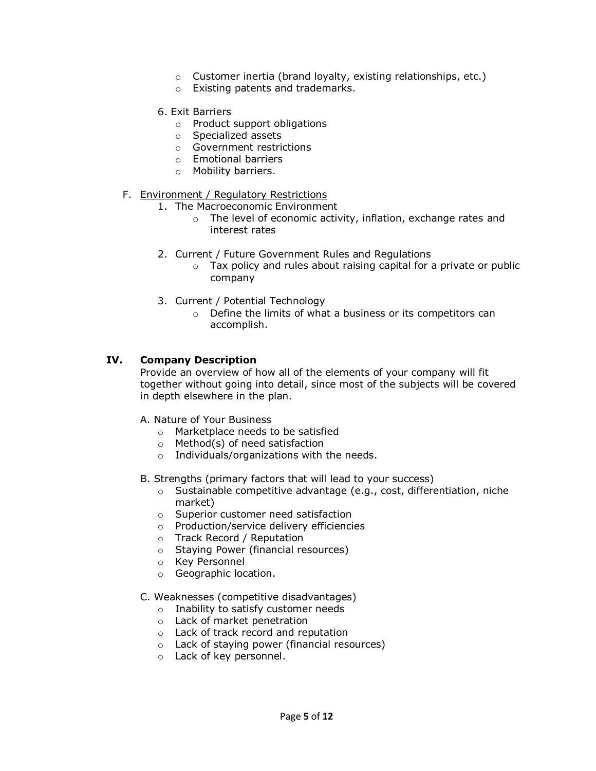- Customer inertia (brand loyalty, existing relationships, etc.)
- Existing patents and trademarks.

6. Exit Barriers
   - Product support obligations
   - Specialized assets
   - Government restrictions
   - Emotional barriers
   - Mobility barriers.

F. <u>Environment / Regulatory Restrictions</u>

1. The Macroeconomic Environment
   - The level of economic activity, inflation, exchange rates and interest rates

2. Current / Future Government Rules and Regulations
   - Tax policy and rules about raising capital for a private or public company

3. Current / Potential Technology
   - Define the limits of what a business or its competitors can accomplish.

## IV. Company Description

Provide an overview of how all of the elements of your company will fit together without going into detail, since most of the subjects will be covered in depth elsewhere in the plan.

A. Nature of Your Business
- Marketplace needs to be satisfied
- Method(s) of need satisfaction
- Individuals/organizations with the needs.

B. Strengths (primary factors that will lead to your success)
- Sustainable competitive advantage (e.g., cost, differentiation, niche market)
- Superior customer need satisfaction
- Production/service delivery efficiencies
- Track Record / Reputation
- Staying Power (financial resources)
- Key Personnel
- Geographic location.

C. Weaknesses (competitive disadvantages)
- Inability to satisfy customer needs
- Lack of market penetration
- Lack of track record and reputation
- Lack of staying power (financial resources)
- Lack of key personnel.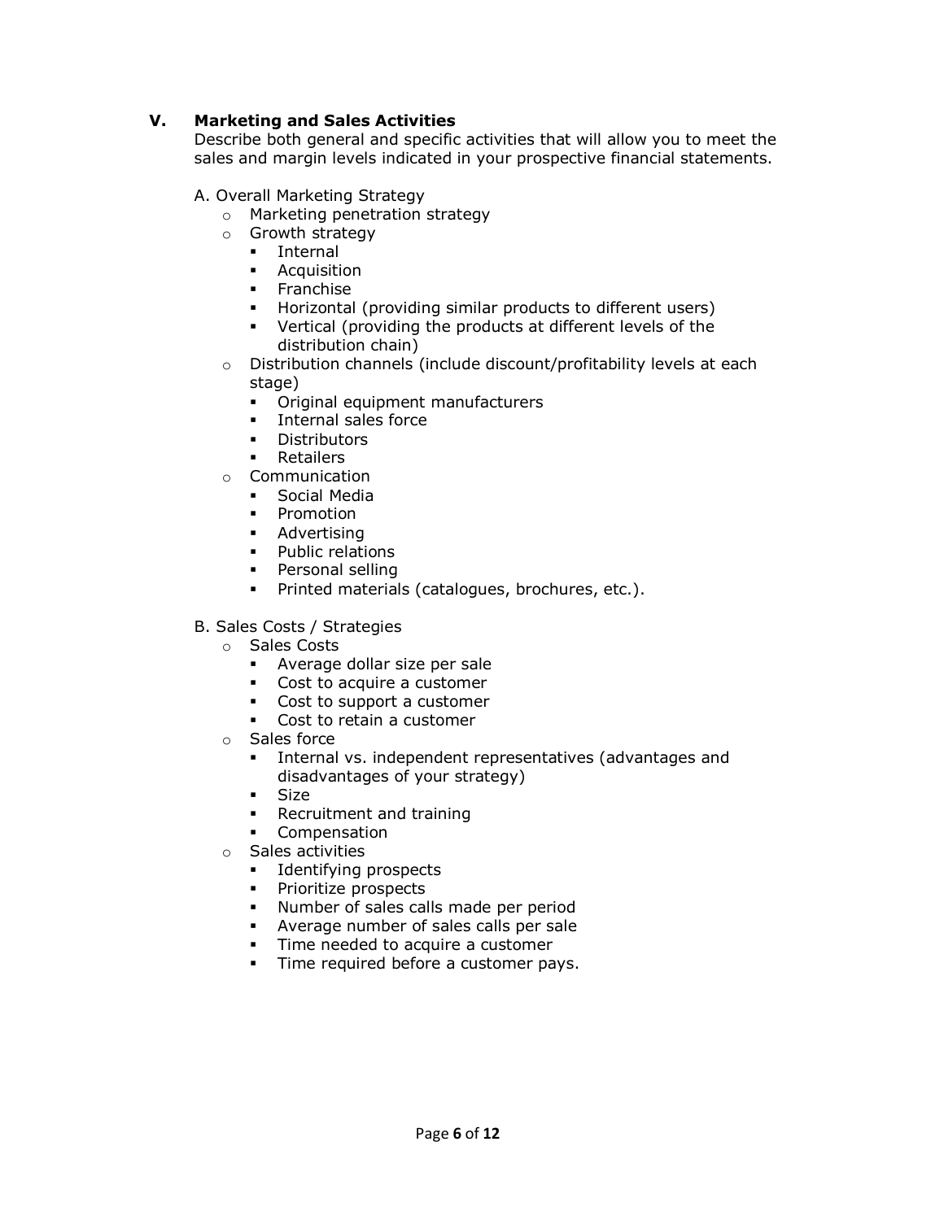## V. Marketing and Sales Activities

Describe both general and specific activities that will allow you to meet the sales and margin levels indicated in your prospective financial statements.

A. Overall Marketing Strategy

- Marketing penetration strategy
- Growth strategy
  - Internal
  - Acquisition
  - Franchise
  - Horizontal (providing similar products to different users)
  - Vertical (providing the products at different levels of the distribution chain)
- Distribution channels (include discount/profitability levels at each stage)
  - Original equipment manufacturers
  - Internal sales force
  - Distributors
  - Retailers
- Communication
  - Social Media
  - Promotion
  - Advertising
  - Public relations
  - Personal selling
  - Printed materials (catalogues, brochures, etc.).

B. Sales Costs / Strategies

- Sales Costs
  - Average dollar size per sale
  - Cost to acquire a customer
  - Cost to support a customer
  - Cost to retain a customer
- Sales force
  - Internal vs. independent representatives (advantages and disadvantages of your strategy)
  - Size
  - Recruitment and training
  - Compensation
- Sales activities
  - Identifying prospects
  - Prioritize prospects
  - Number of sales calls made per period
  - Average number of sales calls per sale
  - Time needed to acquire a customer
  - Time required before a customer pays.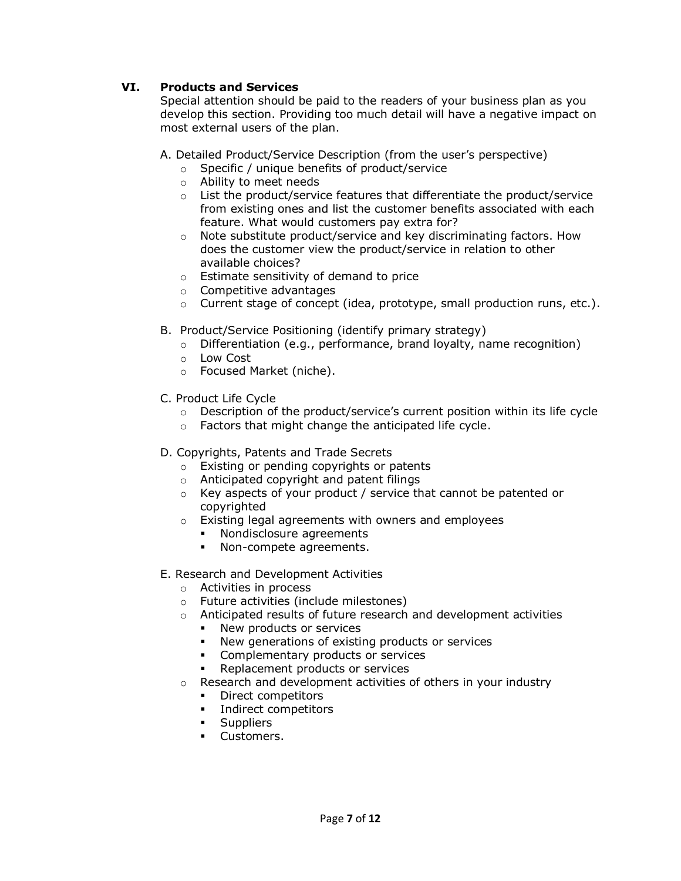## VI. Products and Services

Special attention should be paid to the readers of your business plan as you develop this section. Providing too much detail will have a negative impact on most external users of the plan.

A. Detailed Product/Service Description (from the user's perspective)

- Specific / unique benefits of product/service
- Ability to meet needs
- List the product/service features that differentiate the product/service from existing ones and list the customer benefits associated with each feature. What would customers pay extra for?
- Note substitute product/service and key discriminating factors. How does the customer view the product/service in relation to other available choices?
- Estimate sensitivity of demand to price
- Competitive advantages
- Current stage of concept (idea, prototype, small production runs, etc.).

B. Product/Service Positioning (identify primary strategy)

- Differentiation (e.g., performance, brand loyalty, name recognition)
- Low Cost
- Focused Market (niche).

C. Product Life Cycle

- Description of the product/service's current position within its life cycle
- Factors that might change the anticipated life cycle.

D. Copyrights, Patents and Trade Secrets

- Existing or pending copyrights or patents
- Anticipated copyright and patent filings
- Key aspects of your product / service that cannot be patented or copyrighted
- Existing legal agreements with owners and employees
  - Nondisclosure agreements
  - Non-compete agreements.

E. Research and Development Activities

- Activities in process
- Future activities (include milestones)
- Anticipated results of future research and development activities
  - New products or services
  - New generations of existing products or services
  - Complementary products or services
  - Replacement products or services
- Research and development activities of others in your industry
  - Direct competitors
  - Indirect competitors
  - Suppliers
  - Customers.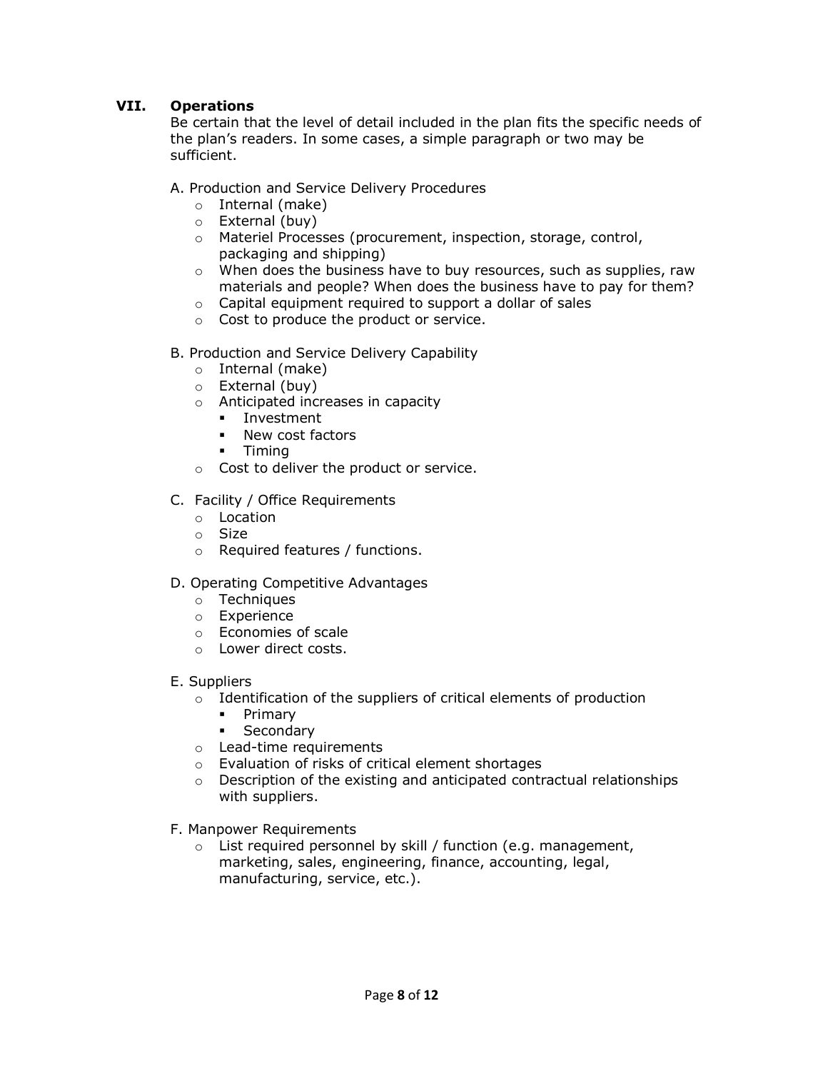## VII. Operations

Be certain that the level of detail included in the plan fits the specific needs of the plan's readers. In some cases, a simple paragraph or two may be sufficient.

A. Production and Service Delivery Procedures

- Internal (make)
- External (buy)
- Materiel Processes (procurement, inspection, storage, control, packaging and shipping)
- When does the business have to buy resources, such as supplies, raw materials and people? When does the business have to pay for them?
- Capital equipment required to support a dollar of sales
- Cost to produce the product or service.

B. Production and Service Delivery Capability

- Internal (make)
- External (buy)
- Anticipated increases in capacity
  - Investment
  - New cost factors
  - Timing
- Cost to deliver the product or service.

C. Facility / Office Requirements

- Location
- Size
- Required features / functions.

D. Operating Competitive Advantages

- Techniques
- Experience
- Economies of scale
- Lower direct costs.

E. Suppliers

- Identification of the suppliers of critical elements of production
  - Primary
  - Secondary
- Lead-time requirements
- Evaluation of risks of critical element shortages
- Description of the existing and anticipated contractual relationships with suppliers.

F. Manpower Requirements

- List required personnel by skill / function (e.g. management, marketing, sales, engineering, finance, accounting, legal, manufacturing, service, etc.).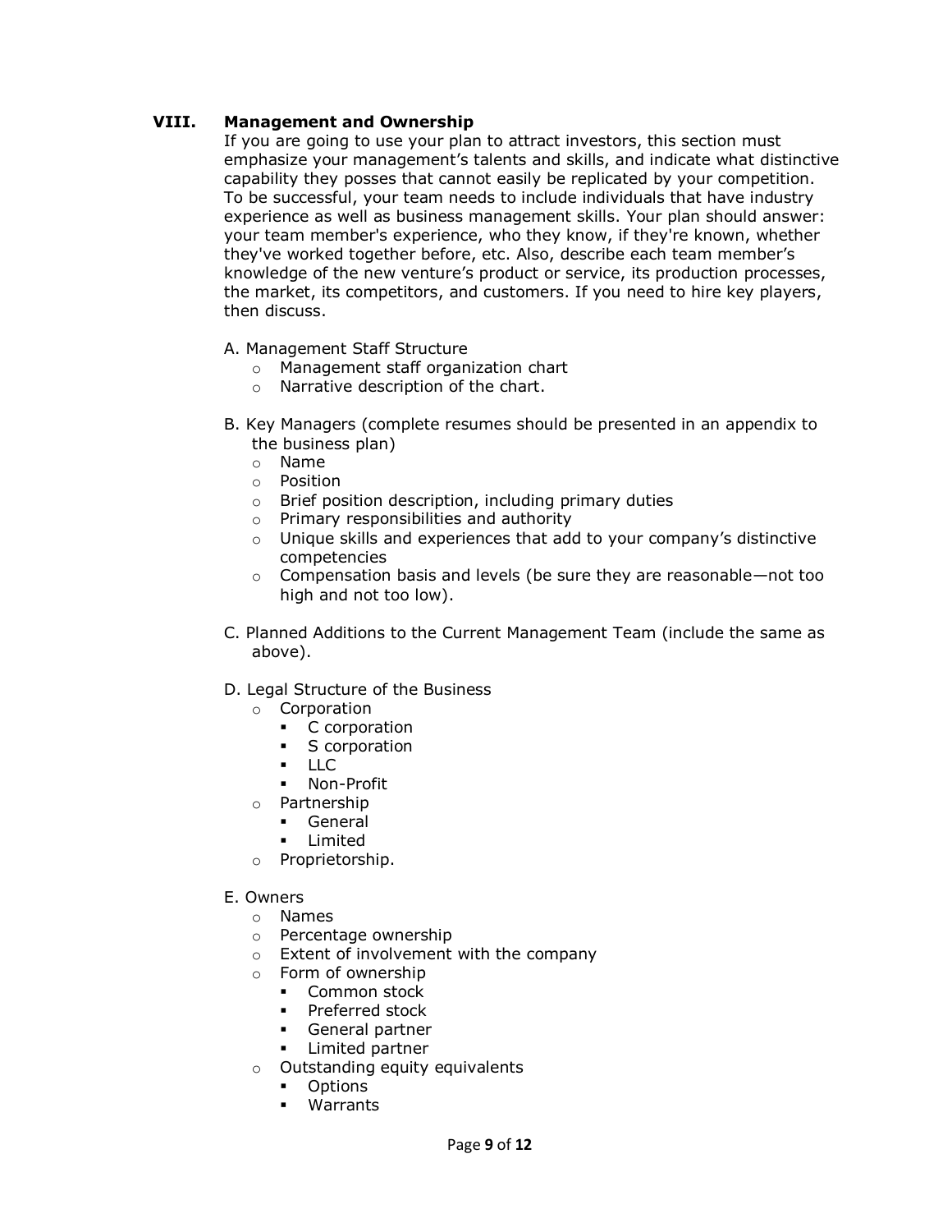## VIII. Management and Ownership

If you are going to use your plan to attract investors, this section must emphasize your management's talents and skills, and indicate what distinctive capability they posses that cannot easily be replicated by your competition. To be successful, your team needs to include individuals that have industry experience as well as business management skills. Your plan should answer: your team member's experience, who they know, if they're known, whether they've worked together before, etc. Also, describe each team member's knowledge of the new venture's product or service, its production processes, the market, its competitors, and customers. If you need to hire key players, then discuss.

A. Management Staff Structure
- Management staff organization chart
- Narrative description of the chart.

B. Key Managers (complete resumes should be presented in an appendix to the business plan)
- Name
- Position
- Brief position description, including primary duties
- Primary responsibilities and authority
- Unique skills and experiences that add to your company's distinctive competencies
- Compensation basis and levels (be sure they are reasonable—not too high and not too low).

C. Planned Additions to the Current Management Team (include the same as above).

D. Legal Structure of the Business
- Corporation
  - C corporation
  - S corporation
  - LLC
  - Non-Profit
- Partnership
  - General
  - Limited
- Proprietorship.

E. Owners
- Names
- Percentage ownership
- Extent of involvement with the company
- Form of ownership
  - Common stock
  - Preferred stock
  - General partner
  - Limited partner
- Outstanding equity equivalents
  - Options
  - Warrants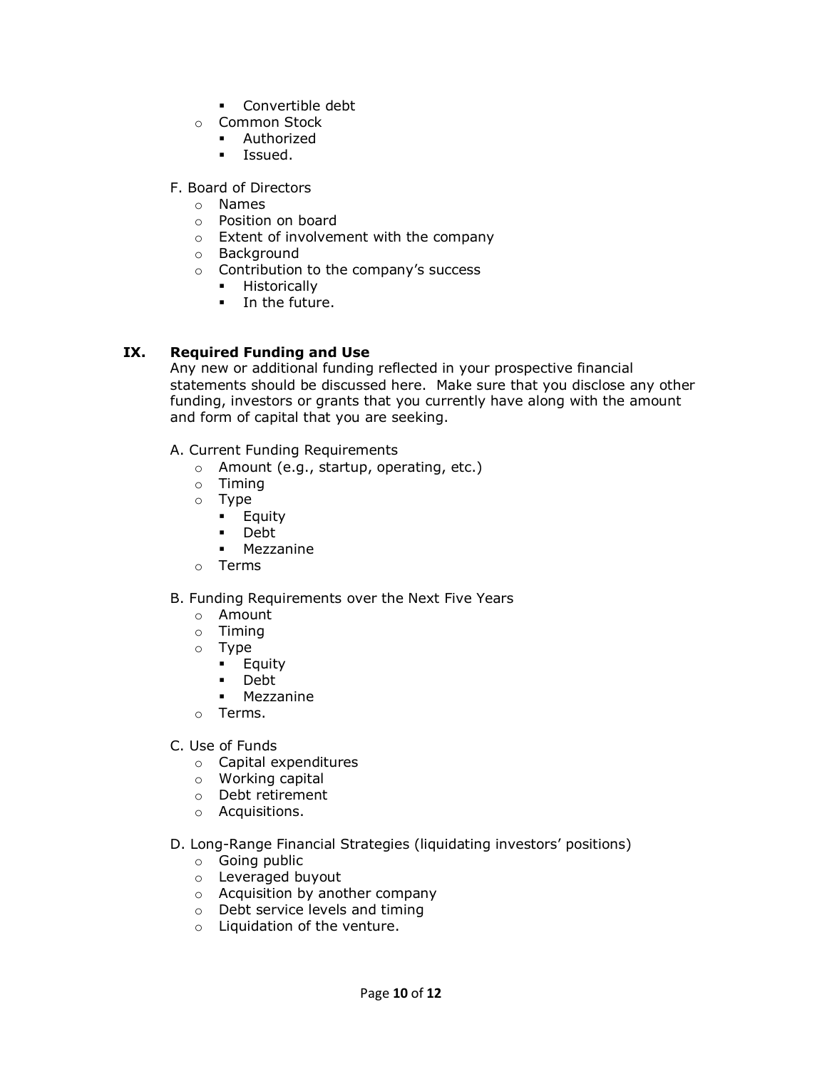- Convertible debt
- Common Stock
  - Authorized
  - Issued.

F. Board of Directors
- Names
- Position on board
- Extent of involvement with the company
- Background
- Contribution to the company's success
  - Historically
  - In the future.

## IX. Required Funding and Use

Any new or additional funding reflected in your prospective financial statements should be discussed here. Make sure that you disclose any other funding, investors or grants that you currently have along with the amount and form of capital that you are seeking.

A. Current Funding Requirements
- Amount (e.g., startup, operating, etc.)
- Timing
- Type
  - Equity
  - Debt
  - Mezzanine
- Terms

B. Funding Requirements over the Next Five Years
- Amount
- Timing
- Type
  - Equity
  - Debt
  - Mezzanine
- Terms.

C. Use of Funds
- Capital expenditures
- Working capital
- Debt retirement
- Acquisitions.

D. Long-Range Financial Strategies (liquidating investors' positions)
- Going public
- Leveraged buyout
- Acquisition by another company
- Debt service levels and timing
- Liquidation of the venture.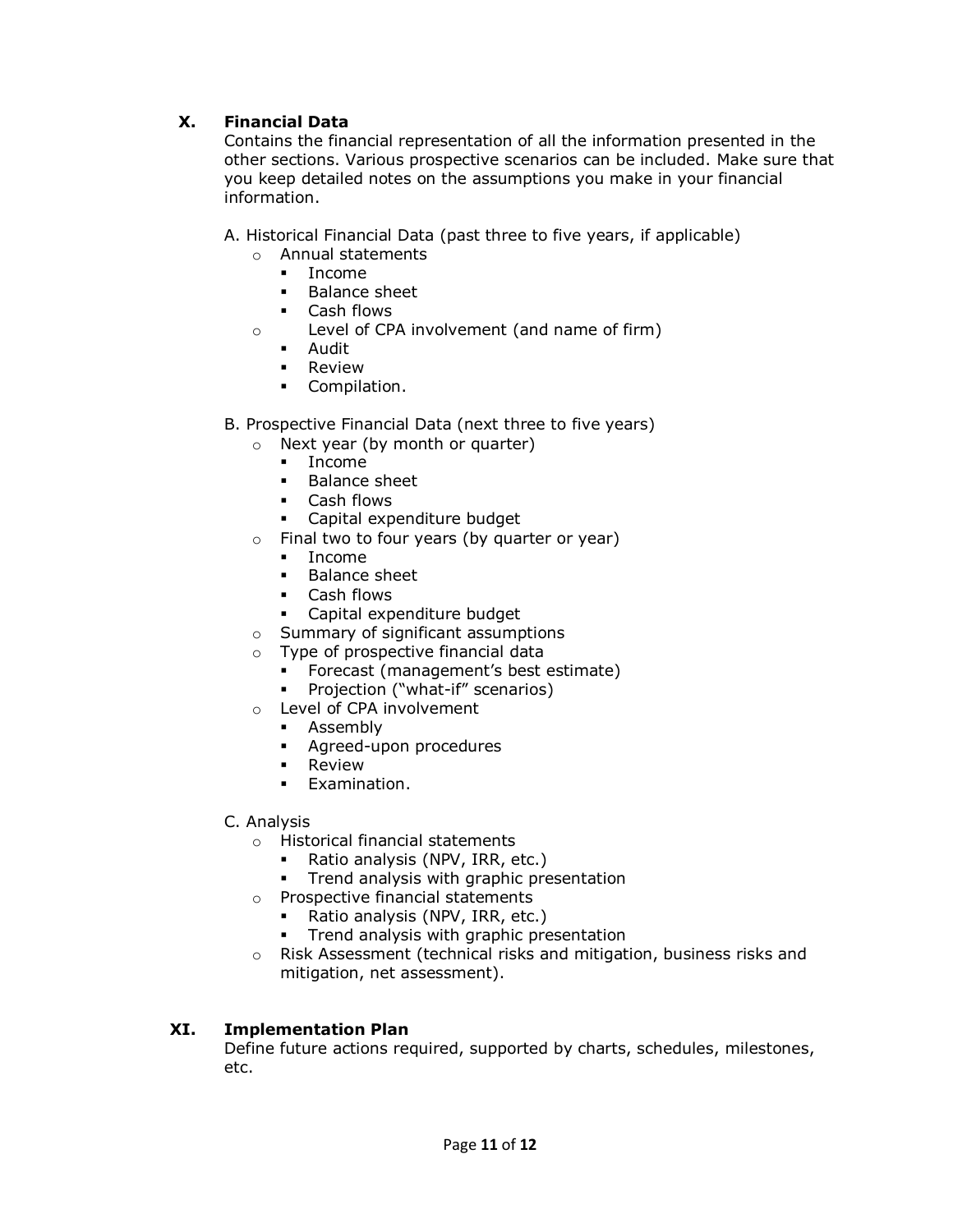## X. Financial Data

Contains the financial representation of all the information presented in the other sections. Various prospective scenarios can be included. Make sure that you keep detailed notes on the assumptions you make in your financial information.

A. Historical Financial Data (past three to five years, if applicable)

- Annual statements
  - Income
  - Balance sheet
  - Cash flows
- Level of CPA involvement (and name of firm)
  - Audit
  - Review
  - Compilation.

B. Prospective Financial Data (next three to five years)

- Next year (by month or quarter)
  - Income
  - Balance sheet
  - Cash flows
  - Capital expenditure budget
- Final two to four years (by quarter or year)
  - Income
  - Balance sheet
  - Cash flows
  - Capital expenditure budget
- Summary of significant assumptions
- Type of prospective financial data
  - Forecast (management's best estimate)
  - Projection ("what-if" scenarios)
- Level of CPA involvement
  - Assembly
  - Agreed-upon procedures
  - Review
  - Examination.

C. Analysis

- Historical financial statements
  - Ratio analysis (NPV, IRR, etc.)
  - Trend analysis with graphic presentation
- Prospective financial statements
  - Ratio analysis (NPV, IRR, etc.)
  - Trend analysis with graphic presentation
- Risk Assessment (technical risks and mitigation, business risks and mitigation, net assessment).

## XI. Implementation Plan

Define future actions required, supported by charts, schedules, milestones, etc.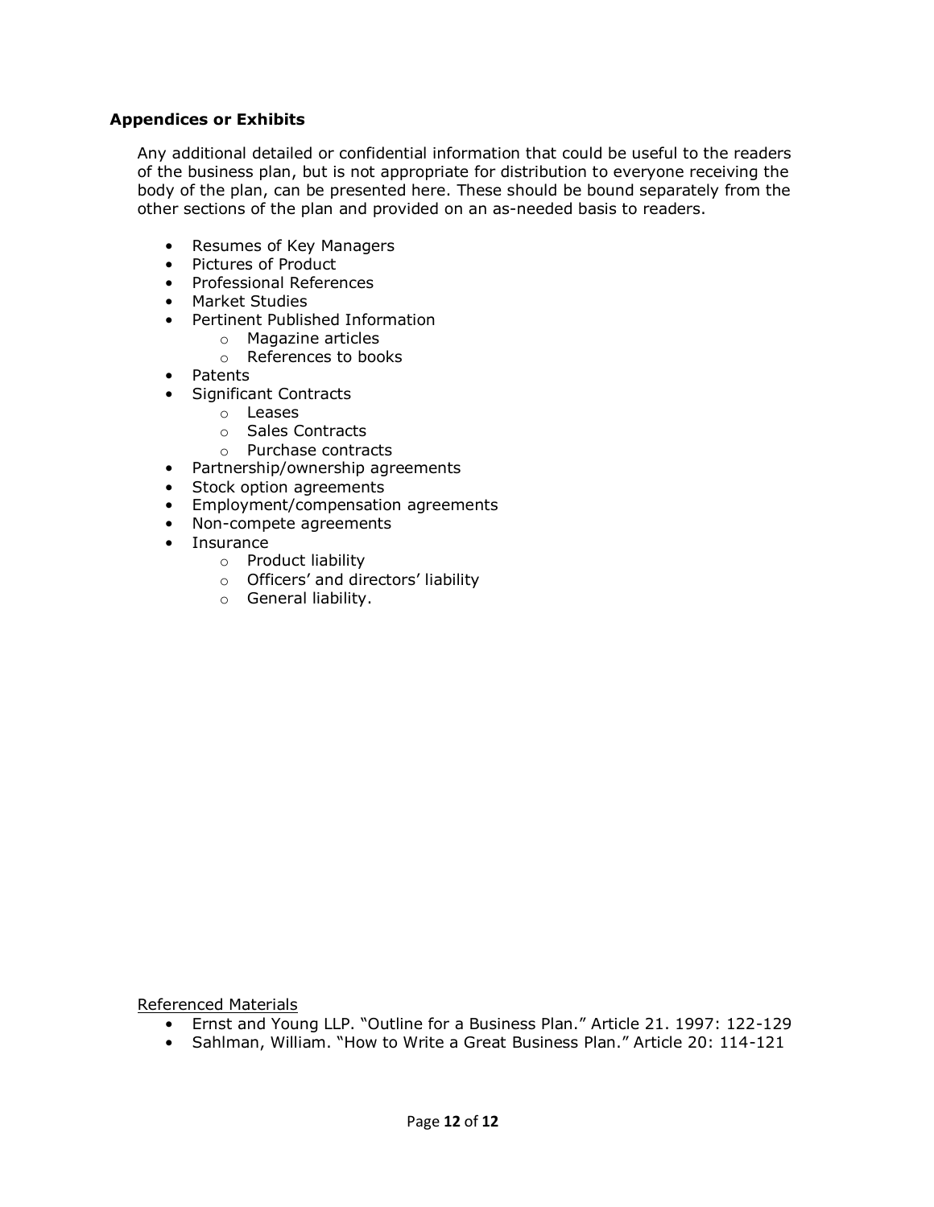**Appendices or Exhibits**

Any additional detailed or confidential information that could be useful to the readers of the business plan, but is not appropriate for distribution to everyone receiving the body of the plan, can be presented here. These should be bound separately from the other sections of the plan and provided on an as-needed basis to readers.

- Resumes of Key Managers
- Pictures of Product
- Professional References
- Market Studies
- Pertinent Published Information
  - Magazine articles
  - References to books
- Patents
- Significant Contracts
  - Leases
  - Sales Contracts
  - Purchase contracts
- Partnership/ownership agreements
- Stock option agreements
- Employment/compensation agreements
- Non-compete agreements
- Insurance
  - Product liability
  - Officers' and directors' liability
  - General liability.

<u>Referenced Materials</u>

- Ernst and Young LLP. "Outline for a Business Plan." Article 21. 1997: 122-129
- Sahlman, William. "How to Write a Great Business Plan." Article 20: 114-121